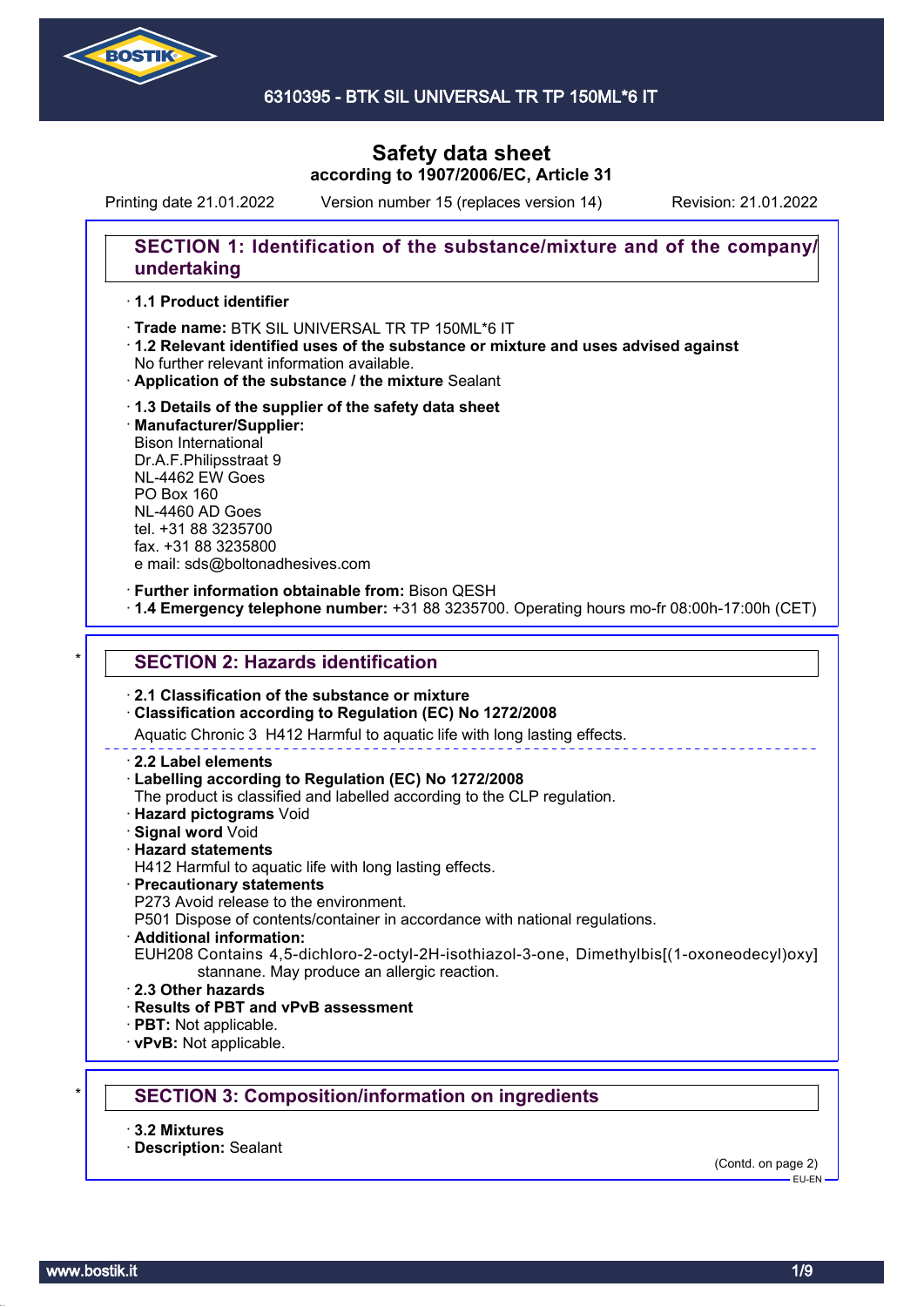# Safety data sheet
## according to 1907/2006/EC, Article 31

Printing date 21.01.2022 | Version number 15 (replaces version 14) | Revision: 21.01.2022

## SECTION 1: Identification of the substance/mixture and of the company/undertaking

· **1.1 Product identifier**

· **Trade name:** BTK SIL UNIVERSAL TR TP 150ML*6 IT
· **1.2 Relevant identified uses of the substance or mixture and uses advised against**
No further relevant information available.
· **Application of the substance / the mixture** Sealant

· **1.3 Details of the supplier of the safety data sheet**
· **Manufacturer/Supplier:**
Bison International
Dr.A.F.Philipsstraat 9
NL-4462 EW Goes
PO Box 160
NL-4460 AD Goes
tel. +31 88 3235700
fax. +31 88 3235800
e mail: sds@boltonadhesives.com

· **Further information obtainable from:** Bison QESH
· **1.4 Emergency telephone number:** +31 88 3235700. Operating hours mo-fr 08:00h-17:00h (CET)

## * SECTION 2: Hazards identification

· **2.1 Classification of the substance or mixture**
· **Classification according to Regulation (EC) No 1272/2008**
Aquatic Chronic 3 H412 Harmful to aquatic life with long lasting effects.

· **2.2 Label elements**
· **Labelling according to Regulation (EC) No 1272/2008**
The product is classified and labelled according to the CLP regulation.
· **Hazard pictograms** Void
· **Signal word** Void
· **Hazard statements**
H412 Harmful to aquatic life with long lasting effects.
· **Precautionary statements**
P273 Avoid release to the environment.
P501 Dispose of contents/container in accordance with national regulations.
· **Additional information:**
EUH208 Contains 4,5-dichloro-2-octyl-2H-isothiazol-3-one, Dimethylbis[(1-oxoneodecyl)oxy]stannane. May produce an allergic reaction.
· **2.3 Other hazards**
· **Results of PBT and vPvB assessment**
· **PBT:** Not applicable.
· **vPvB:** Not applicable.

## * SECTION 3: Composition/information on ingredients

· **3.2 Mixtures**
· **Description:** Sealant

(Contd. on page 2)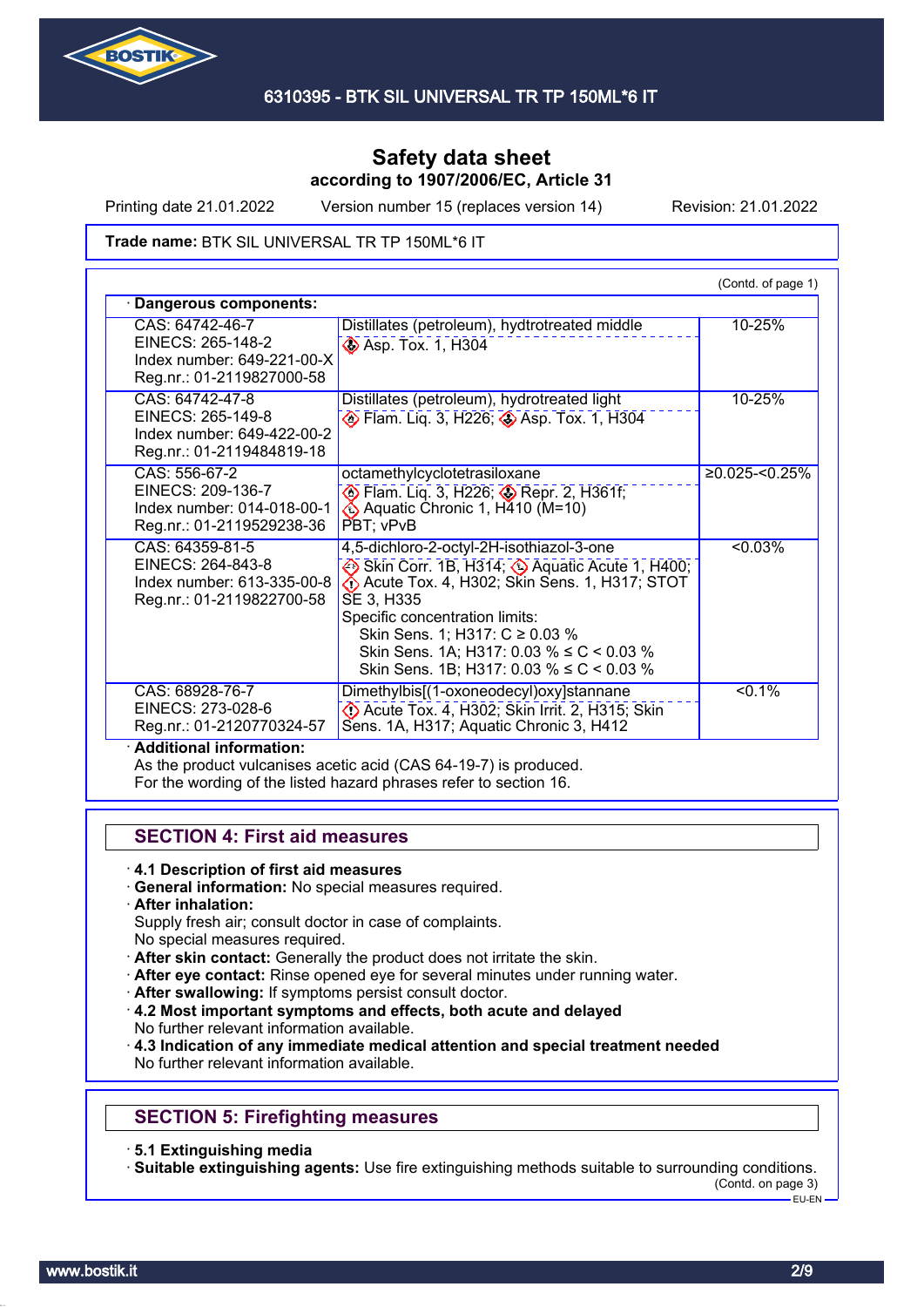# Safety data sheet
## according to 1907/2006/EC, Article 31

Printing date 21.01.2022 Version number 15 (replaces version 14) Revision: 21.01.2022

**Trade name:** BTK SIL UNIVERSAL TR TP 150ML*6 IT

(Contd. of page 1)

· **Dangerous components:**

| | | |
|---|---|---|
| CAS: 64742-46-7<br>EINECS: 265-148-2<br>Index number: 649-221-00-X<br>Reg.nr.: 01-2119827000-58 | Distillates (petroleum), hydtrotreated middle<br>Asp. Tox. 1, H304 | 10-25% |
| CAS: 64742-47-8<br>EINECS: 265-149-8<br>Index number: 649-422-00-2<br>Reg.nr.: 01-2119484819-18 | Distillates (petroleum), hydrotreated light<br>Flam. Liq. 3, H226; Asp. Tox. 1, H304 | 10-25% |
| CAS: 556-67-2<br>EINECS: 209-136-7<br>Index number: 014-018-00-1<br>Reg.nr.: 01-2119529238-36 | octamethylcyclotetrasiloxane<br>Flam. Liq. 3, H226; Repr. 2, H361f; Aquatic Chronic 1, H410 (M=10)<br>PBT; vPvB | ≥0.025-<0.25% |
| CAS: 64359-81-5<br>EINECS: 264-843-8<br>Index number: 613-335-00-8<br>Reg.nr.: 01-2119822700-58 | 4,5-dichloro-2-octyl-2H-isothiazol-3-one<br>Skin Corr. 1B, H314; Aquatic Acute 1, H400; Acute Tox. 4, H302; Skin Sens. 1, H317; STOT SE 3, H335<br>Specific concentration limits:<br>Skin Sens. 1; H317: C ≥ 0.03 %<br>Skin Sens. 1A; H317: 0.03 % ≤ C < 0.03 %<br>Skin Sens. 1B; H317: 0.03 % ≤ C < 0.03 % | <0.03% |
| CAS: 68928-76-7<br>EINECS: 273-028-6<br>Reg.nr.: 01-2120770324-57 | Dimethylbis[(1-oxoneodecyl)oxy]stannane<br>Acute Tox. 4, H302; Skin Irrit. 2, H315; Skin Sens. 1A, H317; Aquatic Chronic 3, H412 | <0.1% |

· **Additional information:**
As the product vulcanises acetic acid (CAS 64-19-7) is produced.
For the wording of the listed hazard phrases refer to section 16.

## SECTION 4: First aid measures

· **4.1 Description of first aid measures**
· **General information:** No special measures required.
· **After inhalation:**
Supply fresh air; consult doctor in case of complaints.
No special measures required.
· **After skin contact:** Generally the product does not irritate the skin.
· **After eye contact:** Rinse opened eye for several minutes under running water.
· **After swallowing:** If symptoms persist consult doctor.
· **4.2 Most important symptoms and effects, both acute and delayed**
No further relevant information available.
· **4.3 Indication of any immediate medical attention and special treatment needed**
No further relevant information available.

## SECTION 5: Firefighting measures

· **5.1 Extinguishing media**
· **Suitable extinguishing agents:** Use fire extinguishing methods suitable to surrounding conditions.

(Contd. on page 3)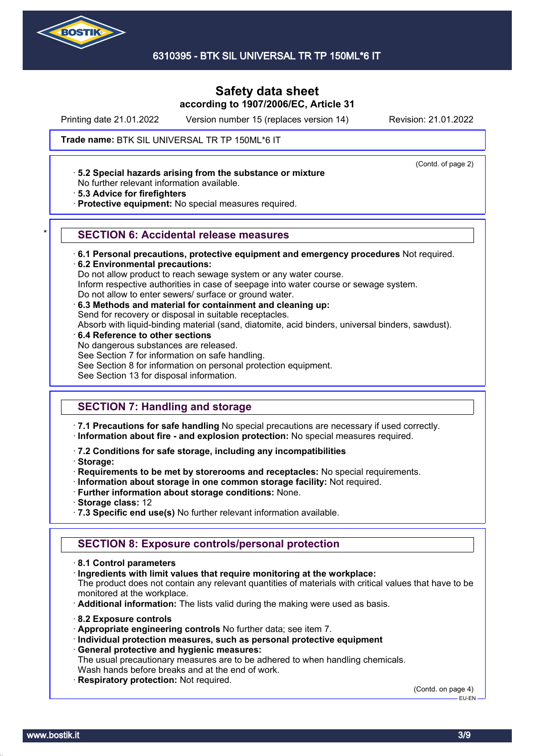# Safety data sheet
**according to 1907/2006/EC, Article 31**

Printing date 21.01.2022 Version number 15 (replaces version 14) Revision: 21.01.2022

**Trade name:** BTK SIL UNIVERSAL TR TP 150ML*6 IT

(Contd. of page 2)

· **5.2 Special hazards arising from the substance or mixture**
No further relevant information available.
· **5.3 Advice for firefighters**
· **Protective equipment:** No special measures required.

## SECTION 6: Accidental release measures

· **6.1 Personal precautions, protective equipment and emergency procedures** Not required.
· **6.2 Environmental precautions:**
Do not allow product to reach sewage system or any water course.
Inform respective authorities in case of seepage into water course or sewage system.
Do not allow to enter sewers/ surface or ground water.
· **6.3 Methods and material for containment and cleaning up:**
Send for recovery or disposal in suitable receptacles.
Absorb with liquid-binding material (sand, diatomite, acid binders, universal binders, sawdust).
· **6.4 Reference to other sections**
No dangerous substances are released.
See Section 7 for information on safe handling.
See Section 8 for information on personal protection equipment.
See Section 13 for disposal information.

## SECTION 7: Handling and storage

· **7.1 Precautions for safe handling** No special precautions are necessary if used correctly.
· **Information about fire - and explosion protection:** No special measures required.

· **7.2 Conditions for safe storage, including any incompatibilities**
· **Storage:**
· **Requirements to be met by storerooms and receptacles:** No special requirements.
· **Information about storage in one common storage facility:** Not required.
· **Further information about storage conditions:** None.
· **Storage class:** 12
· **7.3 Specific end use(s)** No further relevant information available.

## SECTION 8: Exposure controls/personal protection

· **8.1 Control parameters**
· **Ingredients with limit values that require monitoring at the workplace:**
The product does not contain any relevant quantities of materials with critical values that have to be monitored at the workplace.
· **Additional information:** The lists valid during the making were used as basis.

· **8.2 Exposure controls**
· **Appropriate engineering controls** No further data; see item 7.
· **Individual protection measures, such as personal protective equipment**
· **General protective and hygienic measures:**
The usual precautionary measures are to be adhered to when handling chemicals.
Wash hands before breaks and at the end of work.
· **Respiratory protection:** Not required.

(Contd. on page 4)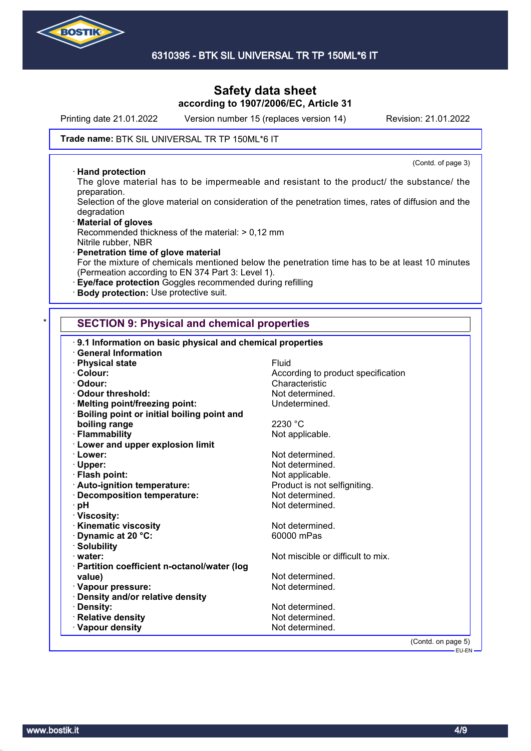# Safety data sheet
according to 1907/2006/EC, Article 31

Printing date 21.01.2022 Version number 15 (replaces version 14) Revision: 21.01.2022

**Trade name:** BTK SIL UNIVERSAL TR TP 150ML*6 IT

(Contd. of page 3)

· **Hand protection**
The glove material has to be impermeable and resistant to the product/ the substance/ the preparation.
Selection of the glove material on consideration of the penetration times, rates of diffusion and the degradation
· **Material of gloves**
Recommended thickness of the material: > 0,12 mm
Nitrile rubber, NBR
· **Penetration time of glove material**
For the mixture of chemicals mentioned below the penetration time has to be at least 10 minutes (Permeation according to EN 374 Part 3: Level 1).
· **Eye/face protection** Goggles recommended during refilling
· **Body protection:** Use protective suit.

## SECTION 9: Physical and chemical properties

· **9.1 Information on basic physical and chemical properties**
· **General Information**

| | |
|---|---|
| · **Physical state** | Fluid |
| · **Colour:** | According to product specification |
| · **Odour:** | Characteristic |
| · **Odour threshold:** | Not determined. |
| · **Melting point/freezing point:** | Undetermined. |
| · **Boiling point or initial boiling point and boiling range** | 2230 °C |
| · **Flammability** | Not applicable. |
| · **Lower and upper explosion limit** | |
| · **Lower:** | Not determined. |
| · **Upper:** | Not determined. |
| · **Flash point:** | Not applicable. |
| · **Auto-ignition temperature:** | Product is not selfigniting. |
| · **Decomposition temperature:** | Not determined. |
| · **pH** | Not determined. |
| · **Viscosity:** | |
| · **Kinematic viscosity** | Not determined. |
| · **Dynamic at 20 °C:** | 60000 mPas |
| · **Solubility** | |
| · **water:** | Not miscible or difficult to mix. |
| · **Partition coefficient n-octanol/water (log value)** | Not determined. |
| · **Vapour pressure:** | Not determined. |
| · **Density and/or relative density** | |
| · **Density:** | Not determined. |
| · **Relative density** | Not determined. |
| · **Vapour density** | Not determined. |

(Contd. on page 5)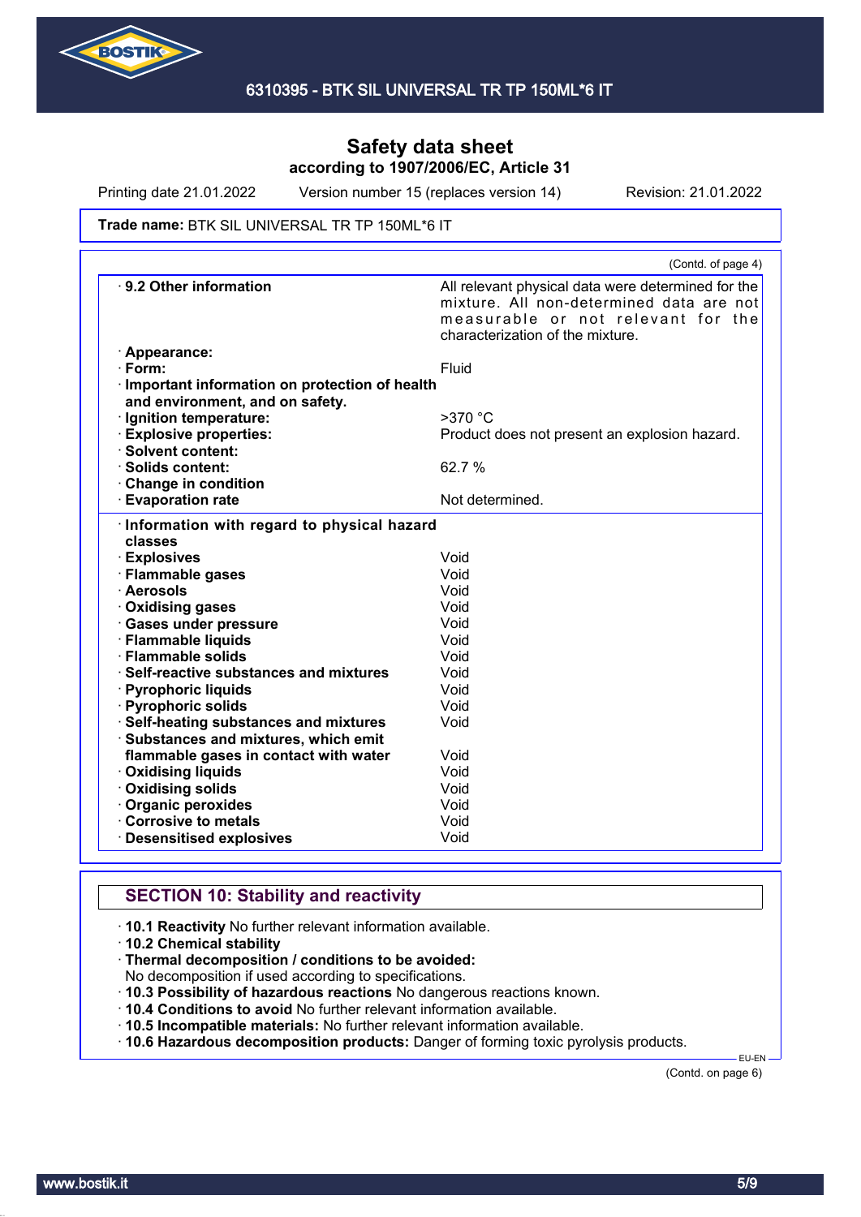# Safety data sheet
## according to 1907/2006/EC, Article 31

Printing date 21.01.2022 Version number 15 (replaces version 14) Revision: 21.01.2022

**Trade name:** BTK SIL UNIVERSAL TR TP 150ML*6 IT

(Contd. of page 4)

| | |
|---|---|
| · **9.2 Other information** | All relevant physical data were determined for the mixture. All non-determined data are not measurable or not relevant for the characterization of the mixture. |
| · **Appearance:** | |
| · **Form:** | Fluid |
| · **Important information on protection of health and environment, and on safety.** | |
| · **Ignition temperature:** | >370 °C |
| · **Explosive properties:** | Product does not present an explosion hazard. |
| · **Solvent content:** | |
| · **Solids content:** | 62.7 % |
| · **Change in condition** | |
| · **Evaporation rate** | Not determined. |

| | |
|---|---|
| · **Information with regard to physical hazard classes** | |
| · **Explosives** | Void |
| · **Flammable gases** | Void |
| · **Aerosols** | Void |
| · **Oxidising gases** | Void |
| · **Gases under pressure** | Void |
| · **Flammable liquids** | Void |
| · **Flammable solids** | Void |
| · **Self-reactive substances and mixtures** | Void |
| · **Pyrophoric liquids** | Void |
| · **Pyrophoric solids** | Void |
| · **Self-heating substances and mixtures** | Void |
| · **Substances and mixtures, which emit flammable gases in contact with water** | Void |
| · **Oxidising liquids** | Void |
| · **Oxidising solids** | Void |
| · **Organic peroxides** | Void |
| · **Corrosive to metals** | Void |
| · **Desensitised explosives** | Void |

## SECTION 10: Stability and reactivity

· **10.1 Reactivity** No further relevant information available.
· **10.2 Chemical stability**
· **Thermal decomposition / conditions to be avoided:**
No decomposition if used according to specifications.
· **10.3 Possibility of hazardous reactions** No dangerous reactions known.
· **10.4 Conditions to avoid** No further relevant information available.
· **10.5 Incompatible materials:** No further relevant information available.
· **10.6 Hazardous decomposition products:** Danger of forming toxic pyrolysis products.

(Contd. on page 6)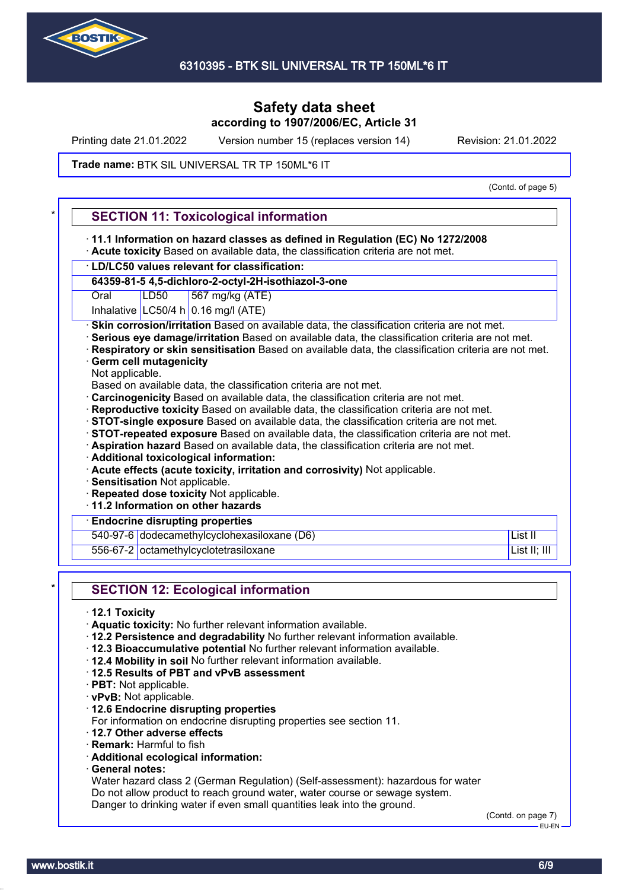Safety data sheet
according to 1907/2006/EC, Article 31

Printing date 21.01.2022 Version number 15 (replaces version 14) Revision: 21.01.2022

**Trade name:** BTK SIL UNIVERSAL TR TP 150ML*6 IT

(Contd. of page 5)

## SECTION 11: Toxicological information

· **11.1 Information on hazard classes as defined in Regulation (EC) No 1272/2008**
· **Acute toxicity** Based on available data, the classification criteria are not met.

| · LD/LC50 values relevant for classification: | | |
|---|---|---|
| **64359-81-5 4,5-dichloro-2-octyl-2H-isothiazol-3-one** | | |
| Oral | LD50 | 567 mg/kg (ATE) |
| Inhalative | LC50/4 h | 0.16 mg/l (ATE) |

· **Skin corrosion/irritation** Based on available data, the classification criteria are not met.
· **Serious eye damage/irritation** Based on available data, the classification criteria are not met.
· **Respiratory or skin sensitisation** Based on available data, the classification criteria are not met.
· **Germ cell mutagenicity**
Not applicable.
Based on available data, the classification criteria are not met.
· **Carcinogenicity** Based on available data, the classification criteria are not met.
· **Reproductive toxicity** Based on available data, the classification criteria are not met.
· **STOT-single exposure** Based on available data, the classification criteria are not met.
· **STOT-repeated exposure** Based on available data, the classification criteria are not met.
· **Aspiration hazard** Based on available data, the classification criteria are not met.
· **Additional toxicological information:**
· **Acute effects (acute toxicity, irritation and corrosivity)** Not applicable.
· **Sensitisation** Not applicable.
· **Repeated dose toxicity** Not applicable.
· **11.2 Information on other hazards**

| · Endocrine disrupting properties | | |
|---|---|---|
| 540-97-6 | dodecamethylcyclohexasiloxane (D6) | List II |
| 556-67-2 | octamethylcyclotetrasiloxane | List II; III |

## SECTION 12: Ecological information

· **12.1 Toxicity**
· **Aquatic toxicity:** No further relevant information available.
· **12.2 Persistence and degradability** No further relevant information available.
· **12.3 Bioaccumulative potential** No further relevant information available.
· **12.4 Mobility in soil** No further relevant information available.
· **12.5 Results of PBT and vPvB assessment**
· **PBT:** Not applicable.
· **vPvB:** Not applicable.
· **12.6 Endocrine disrupting properties**
For information on endocrine disrupting properties see section 11.
· **12.7 Other adverse effects**
· **Remark:** Harmful to fish
· **Additional ecological information:**
· **General notes:**
Water hazard class 2 (German Regulation) (Self-assessment): hazardous for water
Do not allow product to reach ground water, water course or sewage system.
Danger to drinking water if even small quantities leak into the ground.

(Contd. on page 7)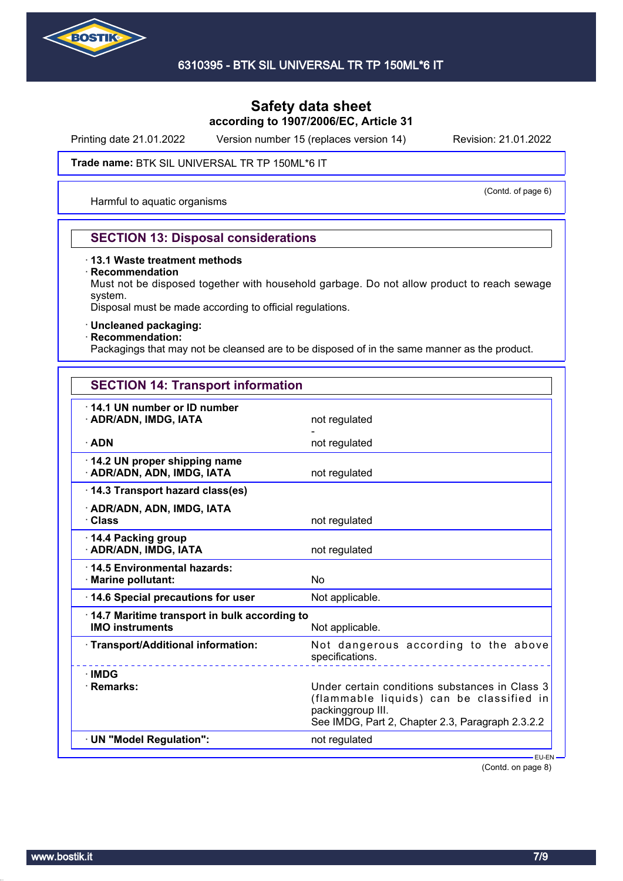# Safety data sheet
## according to 1907/2006/EC, Article 31

Printing date 21.01.2022 Version number 15 (replaces version 14) Revision: 21.01.2022

**Trade name:** BTK SIL UNIVERSAL TR TP 150ML*6 IT

(Contd. of page 6)

Harmful to aquatic organisms

## SECTION 13: Disposal considerations

· **13.1 Waste treatment methods**
· **Recommendation**
Must not be disposed together with household garbage. Do not allow product to reach sewage system.
Disposal must be made according to official regulations.

· **Uncleaned packaging:**
· **Recommendation:**
Packagings that may not be cleansed are to be disposed of in the same manner as the product.

## SECTION 14: Transport information

| | |
|---|---|
| · **14.1 UN number or ID number** | |
| · **ADR/ADN, IMDG, IATA** | not regulated |
| | - |
| · **ADN** | not regulated |
| · **14.2 UN proper shipping name** | |
| · **ADR/ADN, ADN, IMDG, IATA** | not regulated |
| · **14.3 Transport hazard class(es)** | |
| · **ADR/ADN, ADN, IMDG, IATA** | |
| · **Class** | not regulated |
| · **14.4 Packing group** | |
| · **ADR/ADN, IMDG, IATA** | not regulated |
| · **14.5 Environmental hazards:** | |
| · **Marine pollutant:** | No |
| · **14.6 Special precautions for user** | Not applicable. |
| · **14.7 Maritime transport in bulk according to IMO instruments** | Not applicable. |
| · **Transport/Additional information:** | Not dangerous according to the above specifications. |
| · **IMDG** | |
| · **Remarks:** | Under certain conditions substances in Class 3 (flammable liquids) can be classified in packinggroup III. See IMDG, Part 2, Chapter 2.3, Paragraph 2.3.2.2 |
| · **UN "Model Regulation":** | not regulated |

EU-EN

(Contd. on page 8)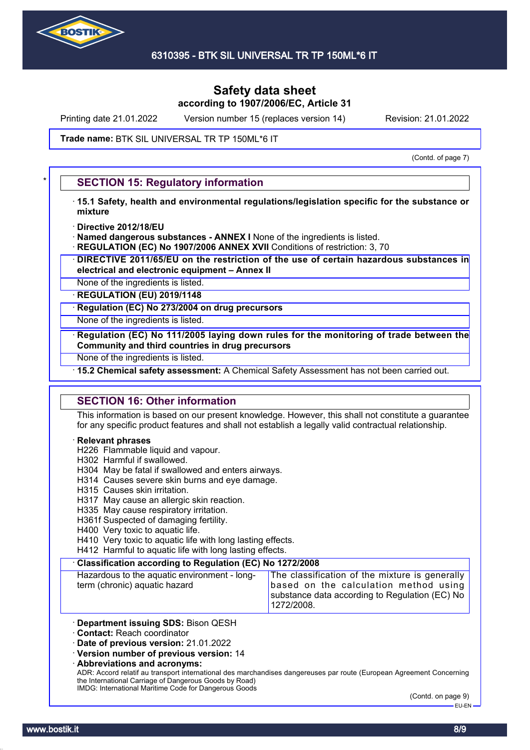# Safety data sheet
according to 1907/2006/EC, Article 31

Printing date 21.01.2022 Version number 15 (replaces version 14) Revision: 21.01.2022

**Trade name:** BTK SIL UNIVERSAL TR TP 150ML*6 IT

(Contd. of page 7)

## SECTION 15: Regulatory information

· **15.1 Safety, health and environmental regulations/legislation specific for the substance or mixture**

· **Directive 2012/18/EU**
· **Named dangerous substances - ANNEX I** None of the ingredients is listed.
· **REGULATION (EC) No 1907/2006 ANNEX XVII** Conditions of restriction: 3, 70
· **DIRECTIVE 2011/65/EU on the restriction of the use of certain hazardous substances in electrical and electronic equipment – Annex II**
None of the ingredients is listed.
· **REGULATION (EU) 2019/1148**
· **Regulation (EC) No 273/2004 on drug precursors**
None of the ingredients is listed.
· **Regulation (EC) No 111/2005 laying down rules for the monitoring of trade between the Community and third countries in drug precursors**
None of the ingredients is listed.
· **15.2 Chemical safety assessment:** A Chemical Safety Assessment has not been carried out.

## SECTION 16: Other information

This information is based on our present knowledge. However, this shall not constitute a guarantee for any specific product features and shall not establish a legally valid contractual relationship.

· **Relevant phrases**
H226 Flammable liquid and vapour.
H302 Harmful if swallowed.
H304 May be fatal if swallowed and enters airways.
H314 Causes severe skin burns and eye damage.
H315 Causes skin irritation.
H317 May cause an allergic skin reaction.
H335 May cause respiratory irritation.
H361f Suspected of damaging fertility.
H400 Very toxic to aquatic life.
H410 Very toxic to aquatic life with long lasting effects.
H412 Harmful to aquatic life with long lasting effects.

· **Classification according to Regulation (EC) No 1272/2008**

| | |
|---|---|
| Hazardous to the aquatic environment - long-term (chronic) aquatic hazard | The classification of the mixture is generally based on the calculation method using substance data according to Regulation (EC) No 1272/2008. |

· **Department issuing SDS:** Bison QESH
· **Contact:** Reach coordinator
· **Date of previous version:** 21.01.2022
· **Version number of previous version:** 14
· **Abbreviations and acronyms:**
ADR: Accord relatif au transport international des marchandises dangereuses par route (European Agreement Concerning the International Carriage of Dangerous Goods by Road)
IMDG: International Maritime Code for Dangerous Goods

(Contd. on page 9)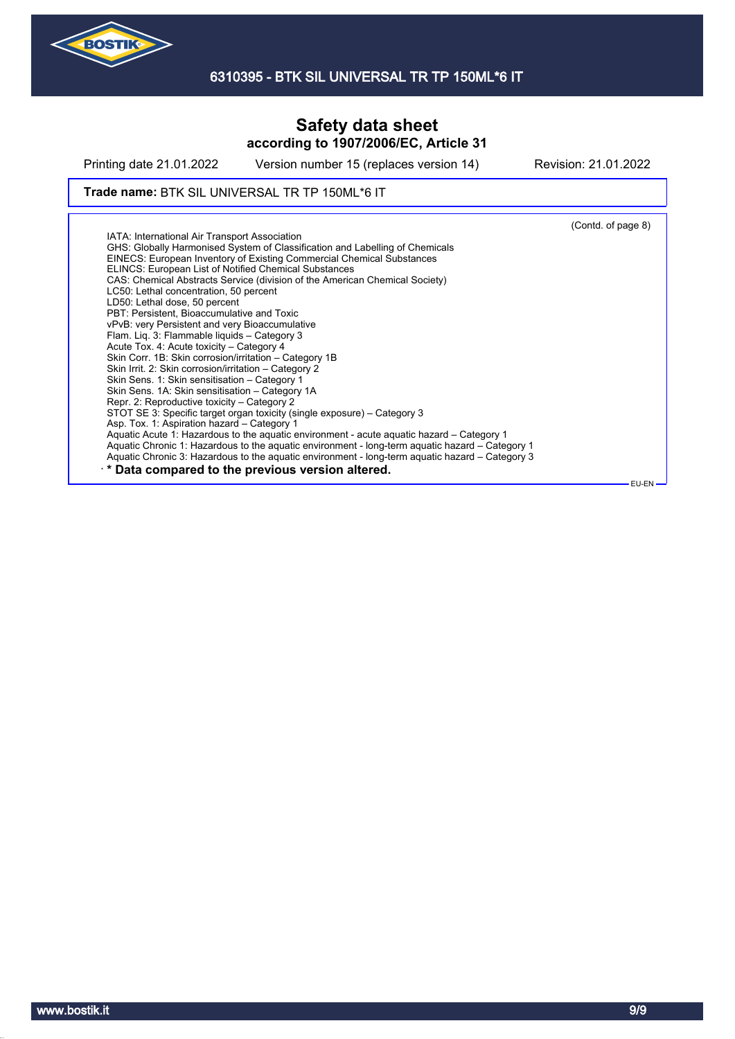# Safety data sheet
## according to 1907/2006/EC, Article 31

Printing date 21.01.2022 Version number 15 (replaces version 14) Revision: 21.01.2022

**Trade name:** BTK SIL UNIVERSAL TR TP 150ML*6 IT

(Contd. of page 8)

IATA: International Air Transport Association
GHS: Globally Harmonised System of Classification and Labelling of Chemicals
EINECS: European Inventory of Existing Commercial Chemical Substances
ELINCS: European List of Notified Chemical Substances
CAS: Chemical Abstracts Service (division of the American Chemical Society)
LC50: Lethal concentration, 50 percent
LD50: Lethal dose, 50 percent
PBT: Persistent, Bioaccumulative and Toxic
vPvB: very Persistent and very Bioaccumulative
Flam. Liq. 3: Flammable liquids – Category 3
Acute Tox. 4: Acute toxicity – Category 4
Skin Corr. 1B: Skin corrosion/irritation – Category 1B
Skin Irrit. 2: Skin corrosion/irritation – Category 2
Skin Sens. 1: Skin sensitisation – Category 1
Skin Sens. 1A: Skin sensitisation – Category 1A
Repr. 2: Reproductive toxicity – Category 2
STOT SE 3: Specific target organ toxicity (single exposure) – Category 3
Asp. Tox. 1: Aspiration hazard – Category 1
Aquatic Acute 1: Hazardous to the aquatic environment - acute aquatic hazard – Category 1
Aquatic Chronic 1: Hazardous to the aquatic environment - long-term aquatic hazard – Category 1
Aquatic Chronic 3: Hazardous to the aquatic environment - long-term aquatic hazard – Category 3

· **\* Data compared to the previous version altered.**

EU-EN